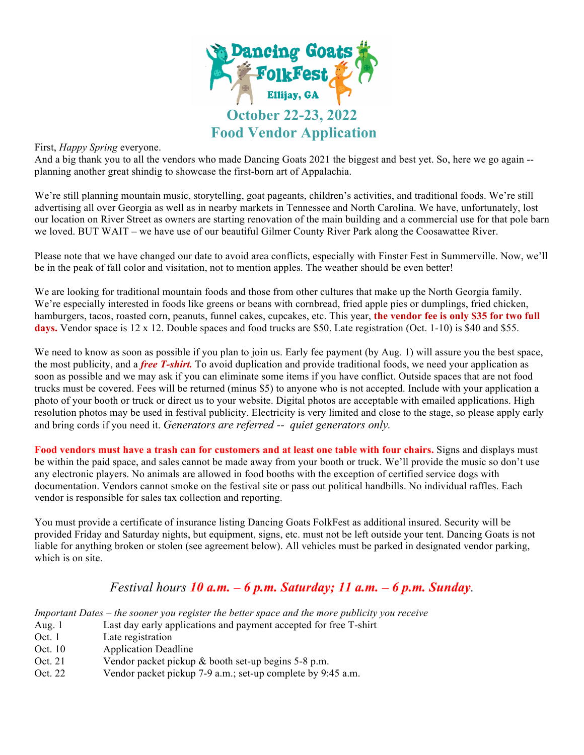# Dancing Goats FolkFest

Ellijay, GA

## October 22-23, 2022
## Food Vendor Application

First, *Happy Spring* everyone.
And a big thank you to all the vendors who made Dancing Goats 2021 the biggest and best yet. So, here we go again -- planning another great shindig to showcase the first-born art of Appalachia.

We're still planning mountain music, storytelling, goat pageants, children's activities, and traditional foods. We're still advertising all over Georgia as well as in nearby markets in Tennessee and North Carolina. We have, unfortunately, lost our location on River Street as owners are starting renovation of the main building and a commercial use for that pole barn we loved. BUT WAIT – we have use of our beautiful Gilmer County River Park along the Coosawattee River.

Please note that we have changed our date to avoid area conflicts, especially with Finster Fest in Summerville. Now, we'll be in the peak of fall color and visitation, not to mention apples. The weather should be even better!

We are looking for traditional mountain foods and those from other cultures that make up the North Georgia family. We're especially interested in foods like greens or beans with cornbread, fried apple pies or dumplings, fried chicken, hamburgers, tacos, roasted corn, peanuts, funnel cakes, cupcakes, etc. This year, **the vendor fee is only $35 for two full days.** Vendor space is 12 x 12. Double spaces and food trucks are $50. Late registration (Oct. 1-10) is $40 and $55.

We need to know as soon as possible if you plan to join us. Early fee payment (by Aug. 1) will assure you the best space, the most publicity, and a ***free T-shirt.*** To avoid duplication and provide traditional foods, we need your application as soon as possible and we may ask if you can eliminate some items if you have conflict. Outside spaces that are not food trucks must be covered. Fees will be returned (minus $5) to anyone who is not accepted. Include with your application a photo of your booth or truck or direct us to your website. Digital photos are acceptable with emailed applications. High resolution photos may be used in festival publicity. Electricity is very limited and close to the stage, so please apply early and bring cords if you need it. *Generators are referred -- quiet generators only.*

**Food vendors must have a trash can for customers and at least one table with four chairs.** Signs and displays must be within the paid space, and sales cannot be made away from your booth or truck. We'll provide the music so don't use any electronic players. No animals are allowed in food booths with the exception of certified service dogs with documentation. Vendors cannot smoke on the festival site or pass out political handbills. No individual raffles. Each vendor is responsible for sales tax collection and reporting.

You must provide a certificate of insurance listing Dancing Goats FolkFest as additional insured. Security will be provided Friday and Saturday nights, but equipment, signs, etc. must not be left outside your tent. Dancing Goats is not liable for anything broken or stolen (see agreement below). All vehicles must be parked in designated vendor parking, which is on site.

### *Festival hours **10 a.m. – 6 p.m. Saturday; 11 a.m. – 6 p.m. Sunday**.*

*Important Dates – the sooner you register the better space and the more publicity you receive*

| | |
|---|---|
| Aug. 1 | Last day early applications and payment accepted for free T-shirt |
| Oct. 1 | Late registration |
| Oct. 10 | Application Deadline |
| Oct. 21 | Vendor packet pickup & booth set-up begins 5-8 p.m. |
| Oct. 22 | Vendor packet pickup 7-9 a.m.; set-up complete by 9:45 a.m. |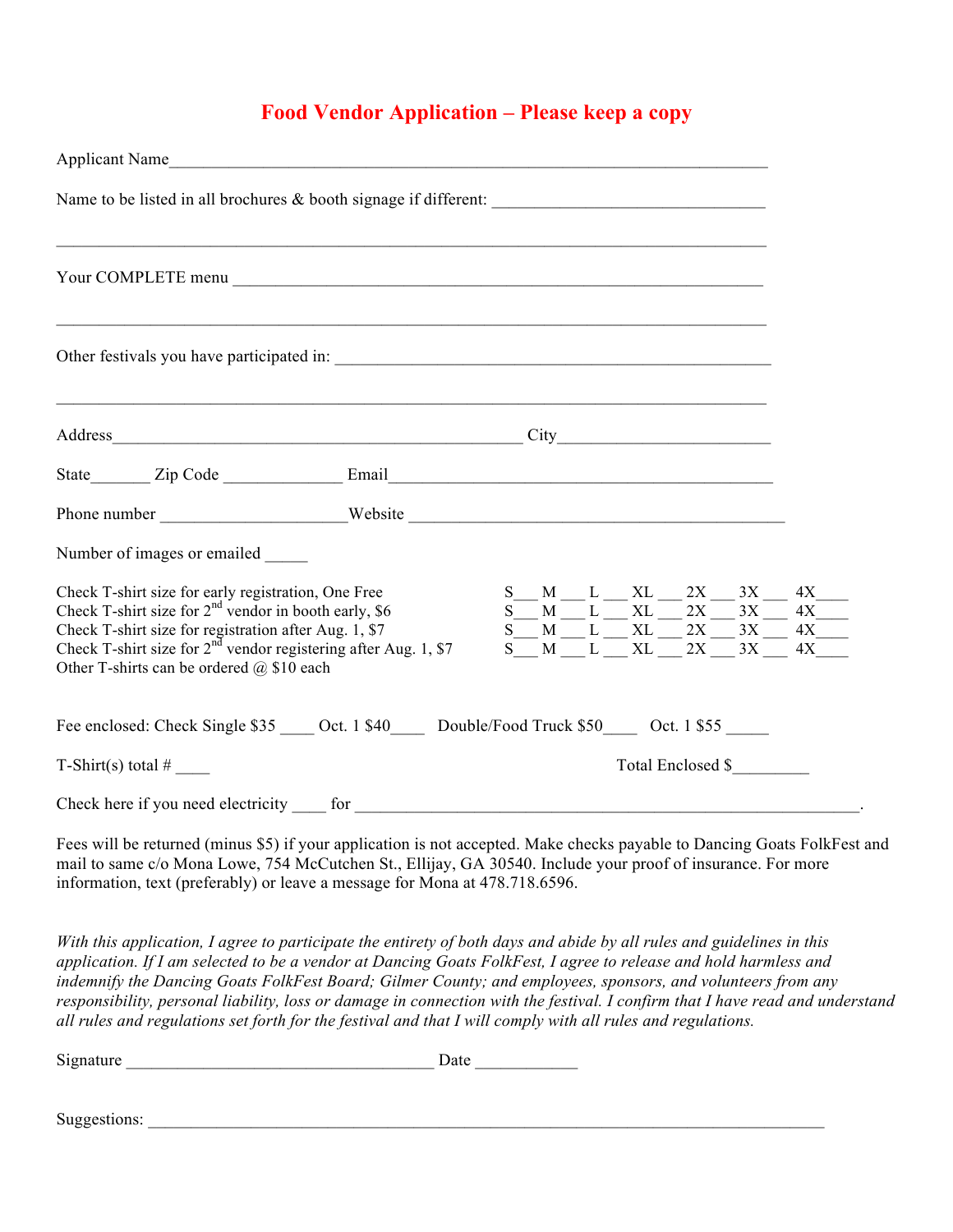# Food Vendor Application – Please keep a copy

Applicant Name_______________________________________________________________________

Name to be listed in all brochures & booth signage if different: ______________________________

_____________________________________________________________________________

Your COMPLETE menu ___________________________________________________________

_____________________________________________________________________________

Other festivals you have participated in: _________________________________________________

_____________________________________________________________________________

Address_____________________________________________ City______________________

State_______ Zip Code ______________ Email__________________________________________

Phone number _____________________Website __________________________________________

Number of images or emailed _____

| | |
|---|---|
| Check T-shirt size for early registration, One Free | S___ M ___ L ___ XL ___ 2X ___ 3X ___ 4X____ |
| Check T-shirt size for 2nd vendor in booth early, $6 | S___ M ___ L ___ XL ___ 2X ___ 3X ___ 4X____ |
| Check T-shirt size for registration after Aug. 1, $7 | S___ M ___ L ___ XL ___ 2X ___ 3X ___ 4X____ |
| Check T-shirt size for 2nd vendor registering after Aug. 1, $7 | S___ M ___ L ___ XL ___ 2X ___ 3X ___ 4X____ |
| Other T-shirts can be ordered @ $10 each | |

Fee enclosed: Check Single $35 ____ Oct. 1 $40____ Double/Food Truck $50____ Oct. 1 $55 _____

T-Shirt(s) total # ____ Total Enclosed $_________

Check here if you need electricity ____ for _______________________________________________________.

Fees will be returned (minus $5) if your application is not accepted. Make checks payable to Dancing Goats FolkFest and mail to same c/o Mona Lowe, 754 McCutchen St., Ellijay, GA 30540. Include your proof of insurance. For more information, text (preferably) or leave a message for Mona at 478.718.6596.

*With this application, I agree to participate the entirety of both days and abide by all rules and guidelines in this application. If I am selected to be a vendor at Dancing Goats FolkFest, I agree to release and hold harmless and indemnify the Dancing Goats FolkFest Board; Gilmer County; and employees, sponsors, and volunteers from any responsibility, personal liability, loss or damage in connection with the festival. I confirm that I have read and understand all rules and regulations set forth for the festival and that I will comply with all rules and regulations.*

Signature ___________________________________ Date ____________

Suggestions: _________________________________________________________________________